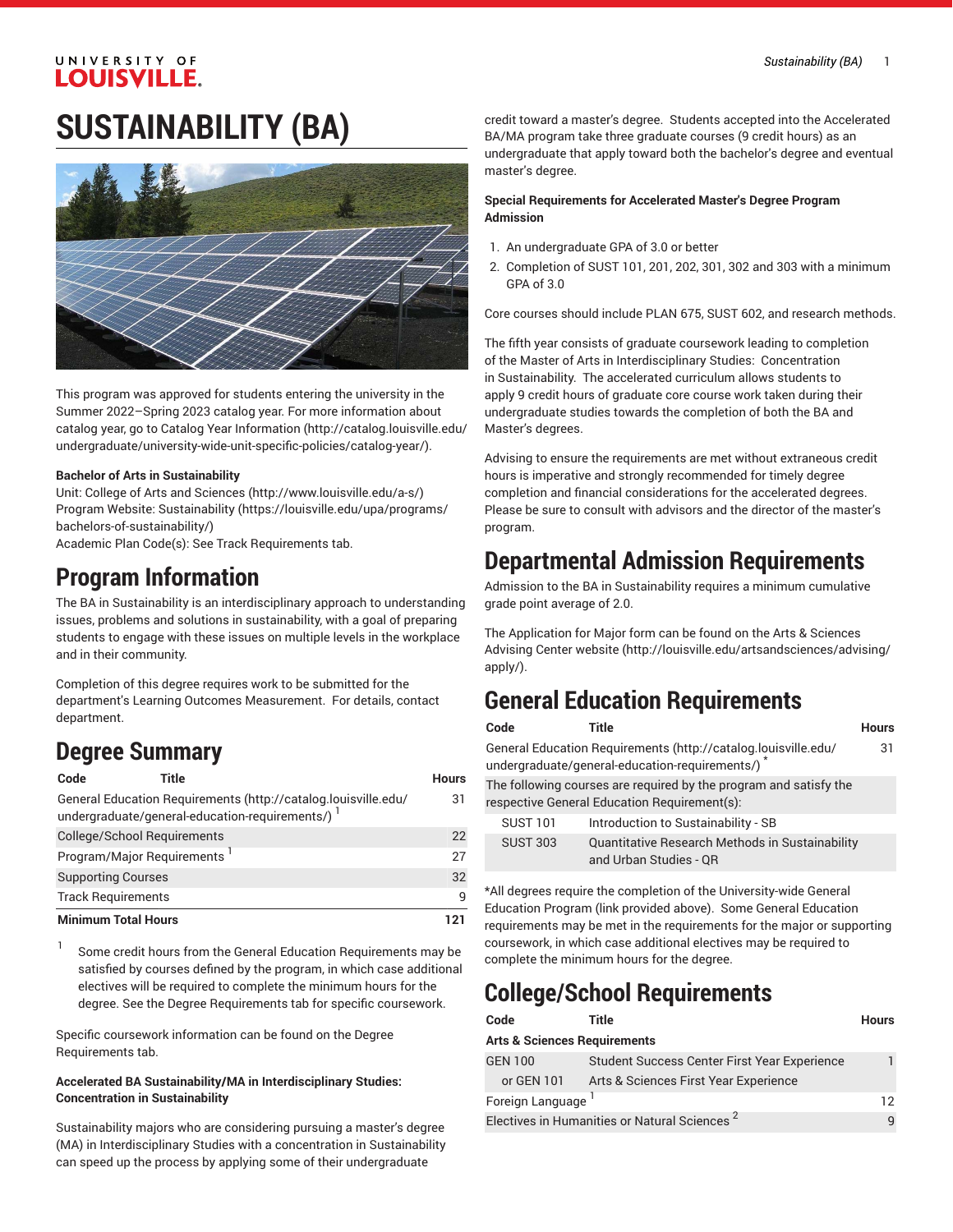# SUSTAINABILITY (BA)

This program was approved for students entering the university in the Summer 2022–Spring 2023 catalog year. For more information about catalog year, go to Catalog Year Information (http://catalog.louisville.edu/undergraduate/university-wide-unit-specific-policies/catalog-year/).

**Bachelor of Arts in Sustainability**
Unit: College of Arts and Sciences (http://www.louisville.edu/a-s/)
Program Website: Sustainability (https://louisville.edu/upa/programs/bachelors-of-sustainability/)
Academic Plan Code(s): See Track Requirements tab.

## Program Information

The BA in Sustainability is an interdisciplinary approach to understanding issues, problems and solutions in sustainability, with a goal of preparing students to engage with these issues on multiple levels in the workplace and in their community.

Completion of this degree requires work to be submitted for the department's Learning Outcomes Measurement. For details, contact department.

## Degree Summary

| Code | Title | Hours |
|---|---|---|
| General Education Requirements (http://catalog.louisville.edu/undergraduate/general-education-requirements/) [1] | | 31 |
| College/School Requirements | | 22 |
| Program/Major Requirements [1] | | 27 |
| Supporting Courses | | 32 |
| Track Requirements | | 9 |
| **Minimum Total Hours** | | **121** |

1. Some credit hours from the General Education Requirements may be satisfied by courses defined by the program, in which case additional electives will be required to complete the minimum hours for the degree. See the Degree Requirements tab for specific coursework.

Specific coursework information can be found on the Degree Requirements tab.

**Accelerated BA Sustainability/MA in Interdisciplinary Studies: Concentration in Sustainability**

Sustainability majors who are considering pursuing a master's degree (MA) in Interdisciplinary Studies with a concentration in Sustainability can speed up the process by applying some of their undergraduate credit toward a master's degree. Students accepted into the Accelerated BA/MA program take three graduate courses (9 credit hours) as an undergraduate that apply toward both the bachelor's degree and eventual master's degree.

**Special Requirements for Accelerated Master's Degree Program Admission**

1. An undergraduate GPA of 3.0 or better
2. Completion of SUST 101, 201, 202, 301, 302 and 303 with a minimum GPA of 3.0

Core courses should include PLAN 675, SUST 602, and research methods.

The fifth year consists of graduate coursework leading to completion of the Master of Arts in Interdisciplinary Studies: Concentration in Sustainability. The accelerated curriculum allows students to apply 9 credit hours of graduate core course work taken during their undergraduate studies towards the completion of both the BA and Master's degrees.

Advising to ensure the requirements are met without extraneous credit hours is imperative and strongly recommended for timely degree completion and financial considerations for the accelerated degrees. Please be sure to consult with advisors and the director of the master's program.

## Departmental Admission Requirements

Admission to the BA in Sustainability requires a minimum cumulative grade point average of 2.0.

The Application for Major form can be found on the Arts & Sciences Advising Center website (http://louisville.edu/artsandsciences/advising/apply/).

## General Education Requirements

| Code | Title | Hours |
|---|---|---|
| General Education Requirements (http://catalog.louisville.edu/undergraduate/general-education-requirements/) * | | 31 |
| The following courses are required by the program and satisfy the respective General Education Requirement(s): | | |
| SUST 101 | Introduction to Sustainability - SB | |
| SUST 303 | Quantitative Research Methods in Sustainability and Urban Studies - QR | |

*All degrees require the completion of the University-wide General Education Program (link provided above). Some General Education requirements may be met in the requirements for the major or supporting coursework, in which case additional electives may be required to complete the minimum hours for the degree.

## College/School Requirements

| Code | Title | Hours |
|---|---|---|
| **Arts & Sciences Requirements** | | |
| GEN 100 | Student Success Center First Year Experience | 1 |
| or GEN 101 | Arts & Sciences First Year Experience | |
| Foreign Language [1] | | 12 |
| Electives in Humanities or Natural Sciences [2] | | 9 |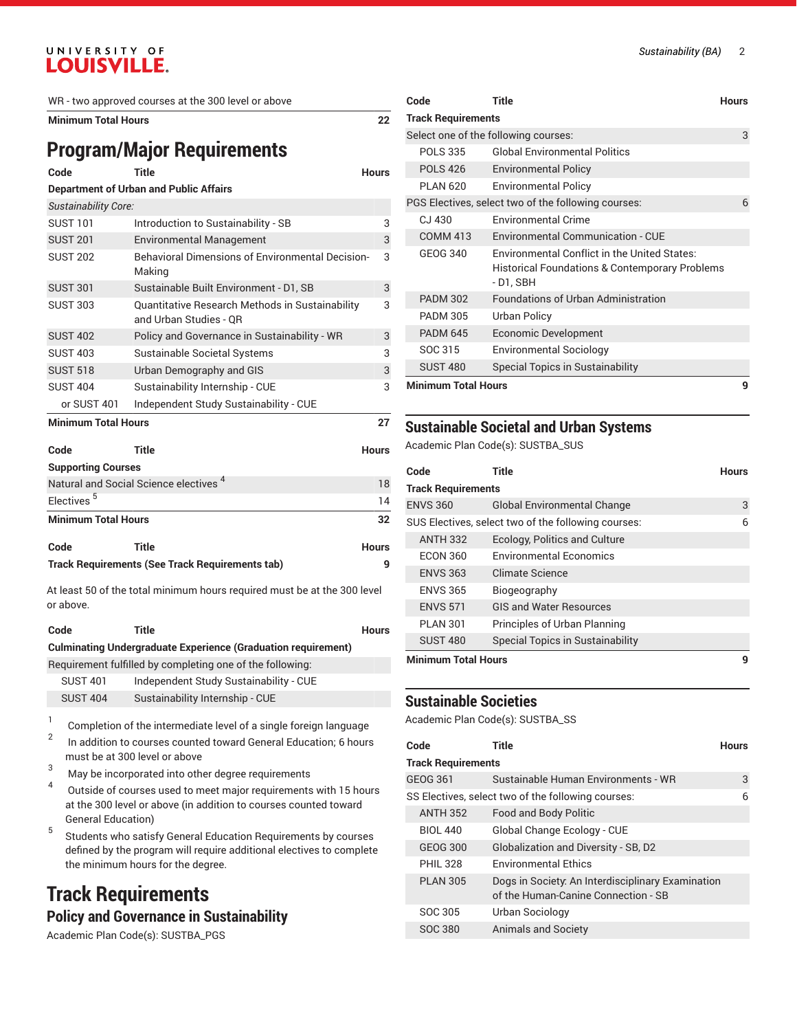| Code | Title | Hours |
|---|---|---|
| WR - two approved courses at the 300 level or above | | |
| **Minimum Total Hours** | | **22** |

# Program/Major Requirements

| Code | Title | Hours |
|---|---|---|
| **Department of Urban and Public Affairs** | | |
| *Sustainability Core:* | | |
| SUST 101 | Introduction to Sustainability - SB | 3 |
| SUST 201 | Environmental Management | 3 |
| SUST 202 | Behavioral Dimensions of Environmental Decision-Making | 3 |
| SUST 301 | Sustainable Built Environment - D1, SB | 3 |
| SUST 303 | Quantitative Research Methods in Sustainability and Urban Studies - QR | 3 |
| SUST 402 | Policy and Governance in Sustainability - WR | 3 |
| SUST 403 | Sustainable Societal Systems | 3 |
| SUST 518 | Urban Demography and GIS | 3 |
| SUST 404 | Sustainability Internship - CUE | 3 |
| or SUST 401 | Independent Study Sustainability - CUE | |
| **Minimum Total Hours** | | **27** |

| Code | Title | Hours |
|---|---|---|
| **Supporting Courses** | | |
| Natural and Social Science electives [4] | | 18 |
| Electives [5] | | 14 |
| **Minimum Total Hours** | | **32** |

| Code | Title | Hours |
|---|---|---|
| **Track Requirements (See Track Requirements tab)** | | **9** |

At least 50 of the total minimum hours required must be at the 300 level or above.

| Code | Title | Hours |
|---|---|---|
| **Culminating Undergraduate Experience (Graduation requirement)** | | |
| Requirement fulfilled by completing one of the following: | | |
| SUST 401 | Independent Study Sustainability - CUE | |
| SUST 404 | Sustainability Internship - CUE | |

1. Completion of the intermediate level of a single foreign language
2. In addition to courses counted toward General Education; 6 hours must be at 300 level or above
3. May be incorporated into other degree requirements
4. Outside of courses used to meet major requirements with 15 hours at the 300 level or above (in addition to courses counted toward General Education)
5. Students who satisfy General Education Requirements by courses defined by the program will require additional electives to complete the minimum hours for the degree.

# Track Requirements

## Policy and Governance in Sustainability

Academic Plan Code(s): SUSTBA_PGS

| Code | Title | Hours |
|---|---|---|
| **Track Requirements** | | |
| Select one of the following courses: | | 3 |
| POLS 335 | Global Environmental Politics | |
| POLS 426 | Environmental Policy | |
| PLAN 620 | Environmental Policy | |
| PGS Electives, select two of the following courses: | | 6 |
| CJ 430 | Environmental Crime | |
| COMM 413 | Environmental Communication - CUE | |
| GEOG 340 | Environmental Conflict in the United States: Historical Foundations & Contemporary Problems - D1, SBH | |
| PADM 302 | Foundations of Urban Administration | |
| PADM 305 | Urban Policy | |
| PADM 645 | Economic Development | |
| SOC 315 | Environmental Sociology | |
| SUST 480 | Special Topics in Sustainability | |
| **Minimum Total Hours** | | **9** |

## Sustainable Societal and Urban Systems

Academic Plan Code(s): SUSTBA_SUS

| Code | Title | Hours |
|---|---|---|
| **Track Requirements** | | |
| ENVS 360 | Global Environmental Change | 3 |
| SUS Electives, select two of the following courses: | | 6 |
| ANTH 332 | Ecology, Politics and Culture | |
| ECON 360 | Environmental Economics | |
| ENVS 363 | Climate Science | |
| ENVS 365 | Biogeography | |
| ENVS 571 | GIS and Water Resources | |
| PLAN 301 | Principles of Urban Planning | |
| SUST 480 | Special Topics in Sustainability | |
| **Minimum Total Hours** | | **9** |

## Sustainable Societies

Academic Plan Code(s): SUSTBA_SS

| Code | Title | Hours |
|---|---|---|
| **Track Requirements** | | |
| GEOG 361 | Sustainable Human Environments - WR | 3 |
| SS Electives, select two of the following courses: | | 6 |
| ANTH 352 | Food and Body Politic | |
| BIOL 440 | Global Change Ecology - CUE | |
| GEOG 300 | Globalization and Diversity - SB, D2 | |
| PHIL 328 | Environmental Ethics | |
| PLAN 305 | Dogs in Society: An Interdisciplinary Examination of the Human-Canine Connection - SB | |
| SOC 305 | Urban Sociology | |
| SOC 380 | Animals and Society | |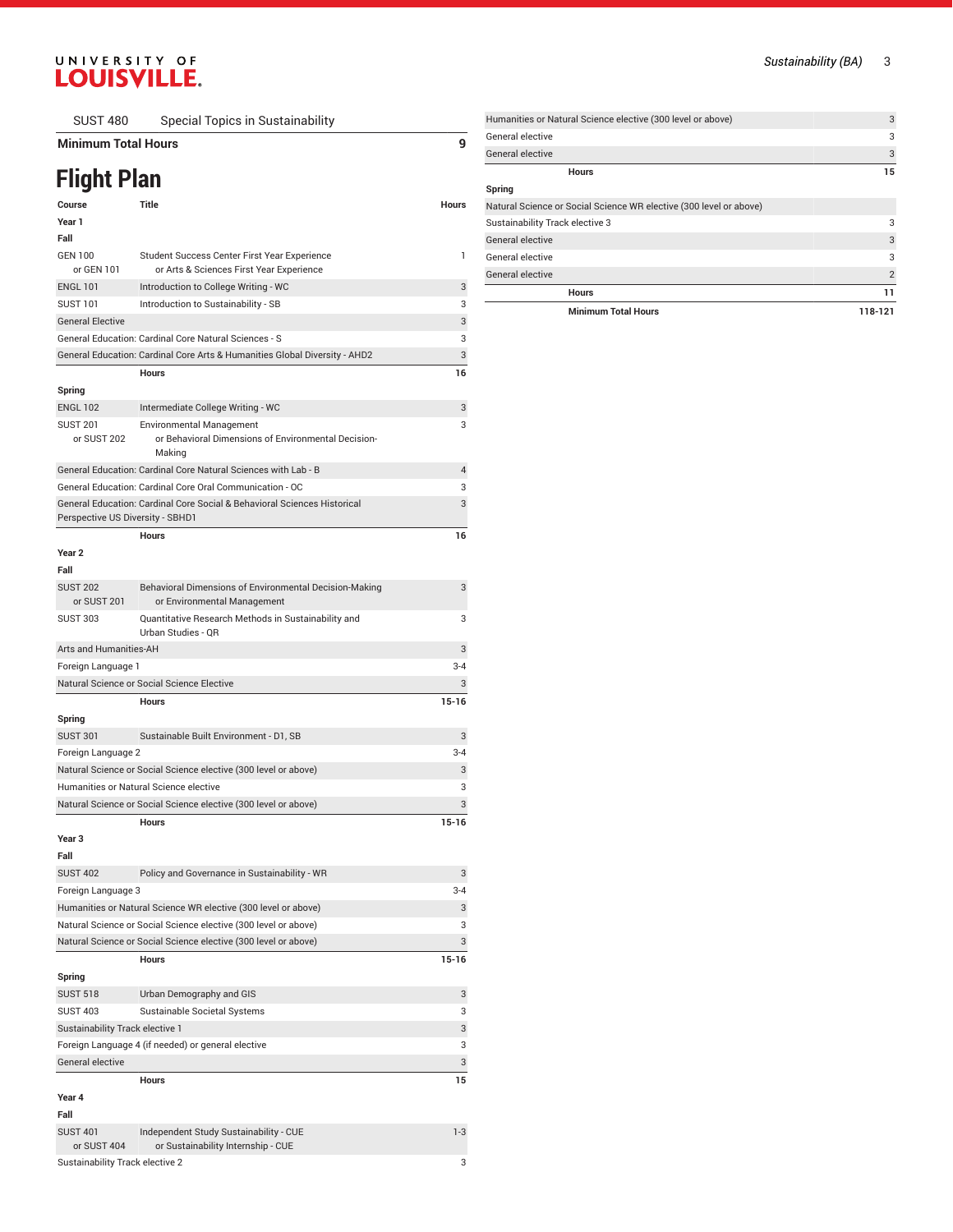| | | |
|---|---|---|
| SUST 480 | Special Topics in Sustainability | |
| **Minimum Total Hours** | | **9** |

# Flight Plan

| Course | Title | Hours |
|---|---|---|
| **Year 1** | | |
| **Fall** | | |
| GEN 100 or GEN 101 | Student Success Center First Year Experience or Arts & Sciences First Year Experience | 1 |
| ENGL 101 | Introduction to College Writing - WC | 3 |
| SUST 101 | Introduction to Sustainability - SB | 3 |
| General Elective | | 3 |
| General Education: Cardinal Core Natural Sciences - S | | 3 |
| General Education: Cardinal Core Arts & Humanities Global Diversity - AHD2 | | 3 |
| | **Hours** | **16** |
| **Spring** | | |
| ENGL 102 | Intermediate College Writing - WC | 3 |
| SUST 201 or SUST 202 | Environmental Management or Behavioral Dimensions of Environmental Decision-Making | 3 |
| General Education: Cardinal Core Natural Sciences with Lab - B | | 4 |
| General Education: Cardinal Core Oral Communication - OC | | 3 |
| General Education: Cardinal Core Social & Behavioral Sciences Historical Perspective US Diversity - SBHD1 | | 3 |
| | **Hours** | **16** |
| **Year 2** | | |
| **Fall** | | |
| SUST 202 or SUST 201 | Behavioral Dimensions of Environmental Decision-Making or Environmental Management | 3 |
| SUST 303 | Quantitative Research Methods in Sustainability and Urban Studies - QR | 3 |
| Arts and Humanities-AH | | 3 |
| Foreign Language 1 | | 3-4 |
| Natural Science or Social Science Elective | | 3 |
| | **Hours** | **15-16** |
| **Spring** | | |
| SUST 301 | Sustainable Built Environment - D1, SB | 3 |
| Foreign Language 2 | | 3-4 |
| Natural Science or Social Science elective (300 level or above) | | 3 |
| Humanities or Natural Science elective | | 3 |
| Natural Science or Social Science elective (300 level or above) | | 3 |
| | **Hours** | **15-16** |
| **Year 3** | | |
| **Fall** | | |
| SUST 402 | Policy and Governance in Sustainability - WR | 3 |
| Foreign Language 3 | | 3-4 |
| Humanities or Natural Science WR elective (300 level or above) | | 3 |
| Natural Science or Social Science elective (300 level or above) | | 3 |
| Natural Science or Social Science elective (300 level or above) | | 3 |
| | **Hours** | **15-16** |
| **Spring** | | |
| SUST 518 | Urban Demography and GIS | 3 |
| SUST 403 | Sustainable Societal Systems | 3 |
| Sustainability Track elective 1 | | 3 |
| Foreign Language 4 (if needed) or general elective | | 3 |
| General elective | | 3 |
| | **Hours** | **15** |
| **Year 4** | | |
| **Fall** | | |
| SUST 401 or SUST 404 | Independent Study Sustainability - CUE or Sustainability Internship - CUE | 1-3 |
| Sustainability Track elective 2 | | 3 |
| Humanities or Natural Science elective (300 level or above) | | 3 |
| General elective | | 3 |
| General elective | | 3 |
| | **Hours** | **15** |
| **Spring** | | |
| Natural Science or Social Science WR elective (300 level or above) | | |
| Sustainability Track elective 3 | | 3 |
| General elective | | 3 |
| General elective | | 3 |
| General elective | | 2 |
| | **Hours** | **11** |
| | **Minimum Total Hours** | **118-121** |